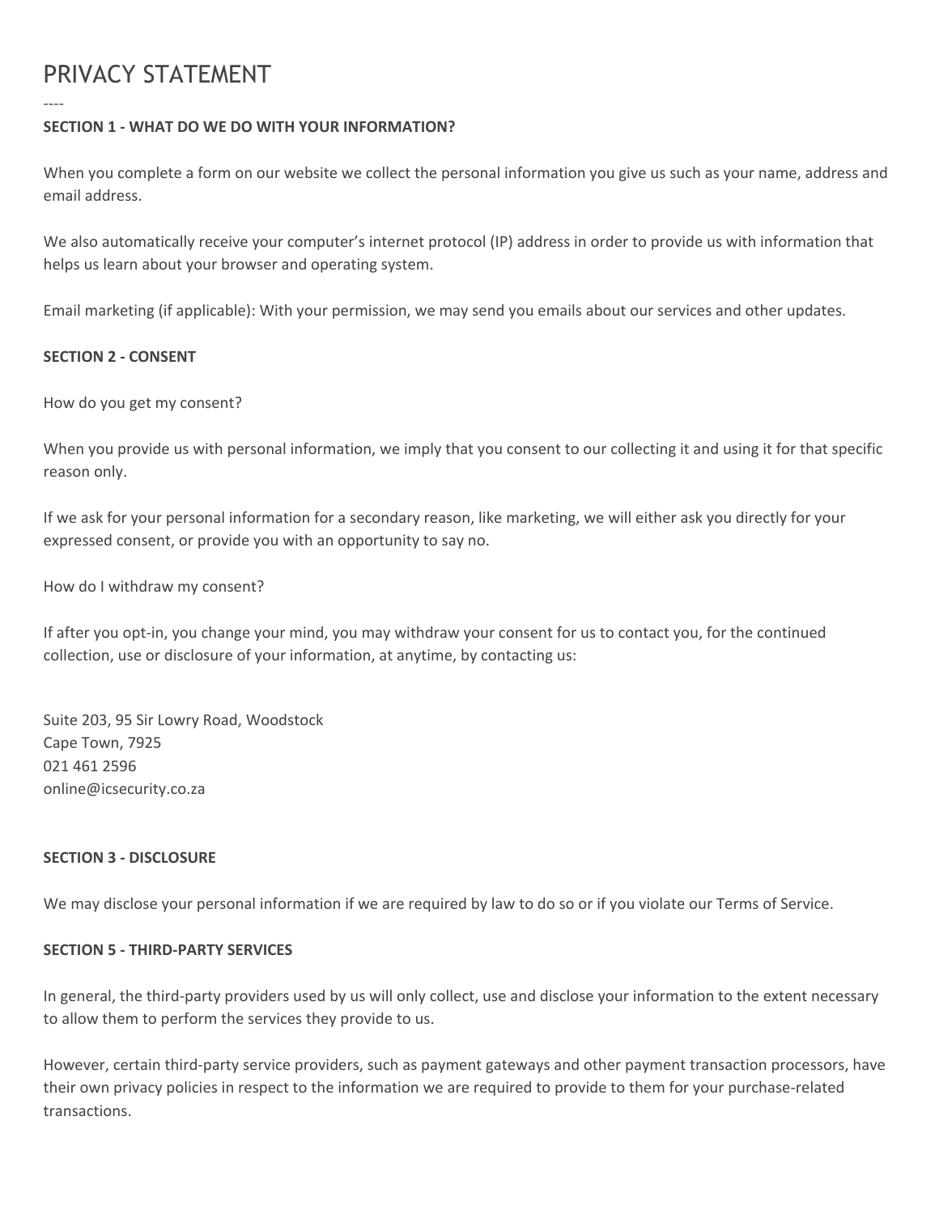# PRIVACY STATEMENT

----

**SECTION 1 - WHAT DO WE DO WITH YOUR INFORMATION?**

When you complete a form on our website we collect the personal information you give us such as your name, address and email address.

We also automatically receive your computer's internet protocol (IP) address in order to provide us with information that helps us learn about your browser and operating system.

Email marketing (if applicable): With your permission, we may send you emails about our services and other updates.

**SECTION 2 - CONSENT**

How do you get my consent?

When you provide us with personal information, we imply that you consent to our collecting it and using it for that specific reason only.

If we ask for your personal information for a secondary reason, like marketing, we will either ask you directly for your expressed consent, or provide you with an opportunity to say no.

How do I withdraw my consent?

If after you opt-in, you change your mind, you may withdraw your consent for us to contact you, for the continued collection, use or disclosure of your information, at anytime, by contacting us:

Suite 203, 95 Sir Lowry Road, Woodstock
Cape Town, 7925
021 461 2596
online@icsecurity.co.za

**SECTION 3 - DISCLOSURE**

We may disclose your personal information if we are required by law to do so or if you violate our Terms of Service.

**SECTION 5 - THIRD-PARTY SERVICES**

In general, the third-party providers used by us will only collect, use and disclose your information to the extent necessary to allow them to perform the services they provide to us.

However, certain third-party service providers, such as payment gateways and other payment transaction processors, have their own privacy policies in respect to the information we are required to provide to them for your purchase-related transactions.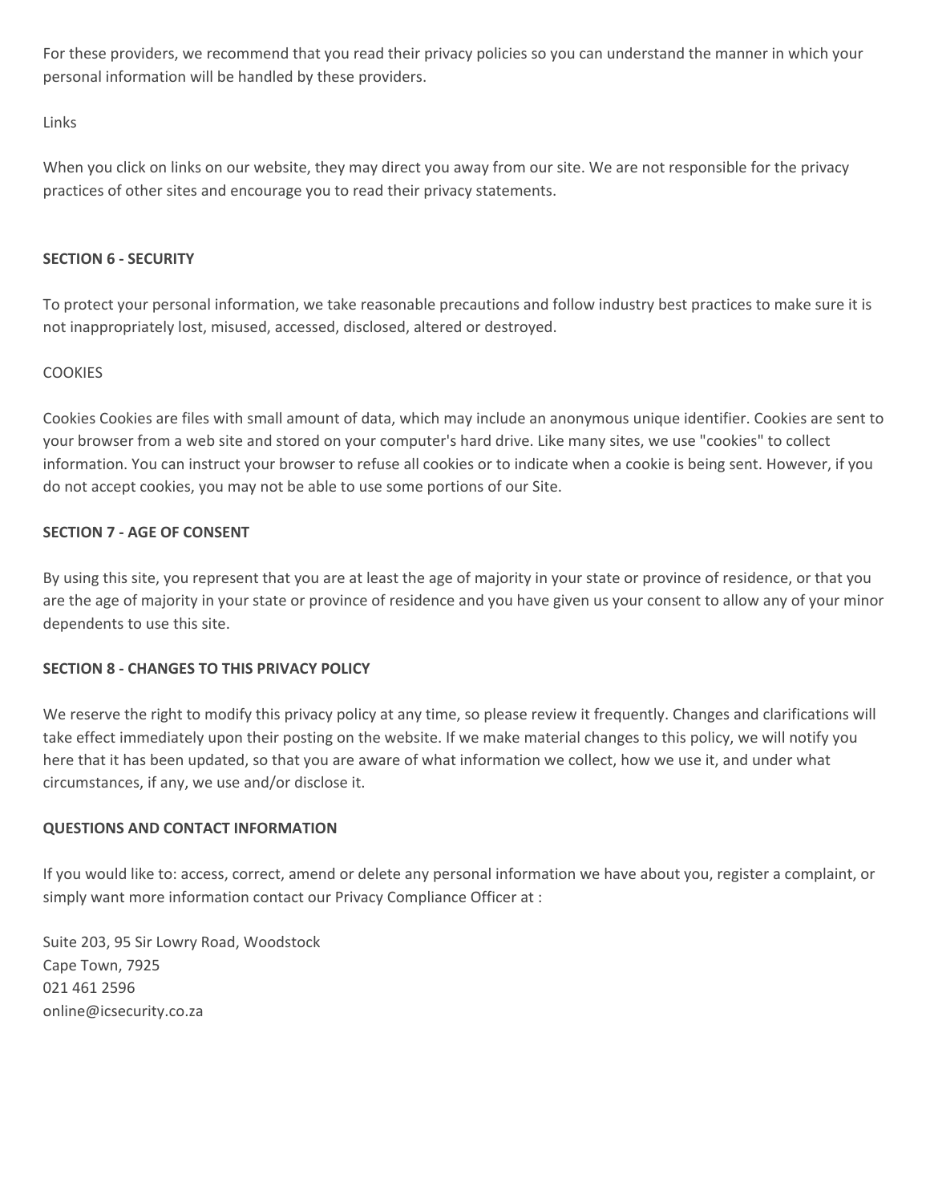For these providers, we recommend that you read their privacy policies so you can understand the manner in which your personal information will be handled by these providers.

Links

When you click on links on our website, they may direct you away from our site. We are not responsible for the privacy practices of other sites and encourage you to read their privacy statements.

**SECTION 6 - SECURITY**

To protect your personal information, we take reasonable precautions and follow industry best practices to make sure it is not inappropriately lost, misused, accessed, disclosed, altered or destroyed.

COOKIES

Cookies Cookies are files with small amount of data, which may include an anonymous unique identifier. Cookies are sent to your browser from a web site and stored on your computer's hard drive. Like many sites, we use "cookies" to collect information. You can instruct your browser to refuse all cookies or to indicate when a cookie is being sent. However, if you do not accept cookies, you may not be able to use some portions of our Site.

**SECTION 7 - AGE OF CONSENT**

By using this site, you represent that you are at least the age of majority in your state or province of residence, or that you are the age of majority in your state or province of residence and you have given us your consent to allow any of your minor dependents to use this site.

**SECTION 8 - CHANGES TO THIS PRIVACY POLICY**

We reserve the right to modify this privacy policy at any time, so please review it frequently. Changes and clarifications will take effect immediately upon their posting on the website. If we make material changes to this policy, we will notify you here that it has been updated, so that you are aware of what information we collect, how we use it, and under what circumstances, if any, we use and/or disclose it.

**QUESTIONS AND CONTACT INFORMATION**

If you would like to: access, correct, amend or delete any personal information we have about you, register a complaint, or simply want more information contact our Privacy Compliance Officer at :

Suite 203, 95 Sir Lowry Road, Woodstock  
Cape Town, 7925  
021 461 2596  
online@icsecurity.co.za